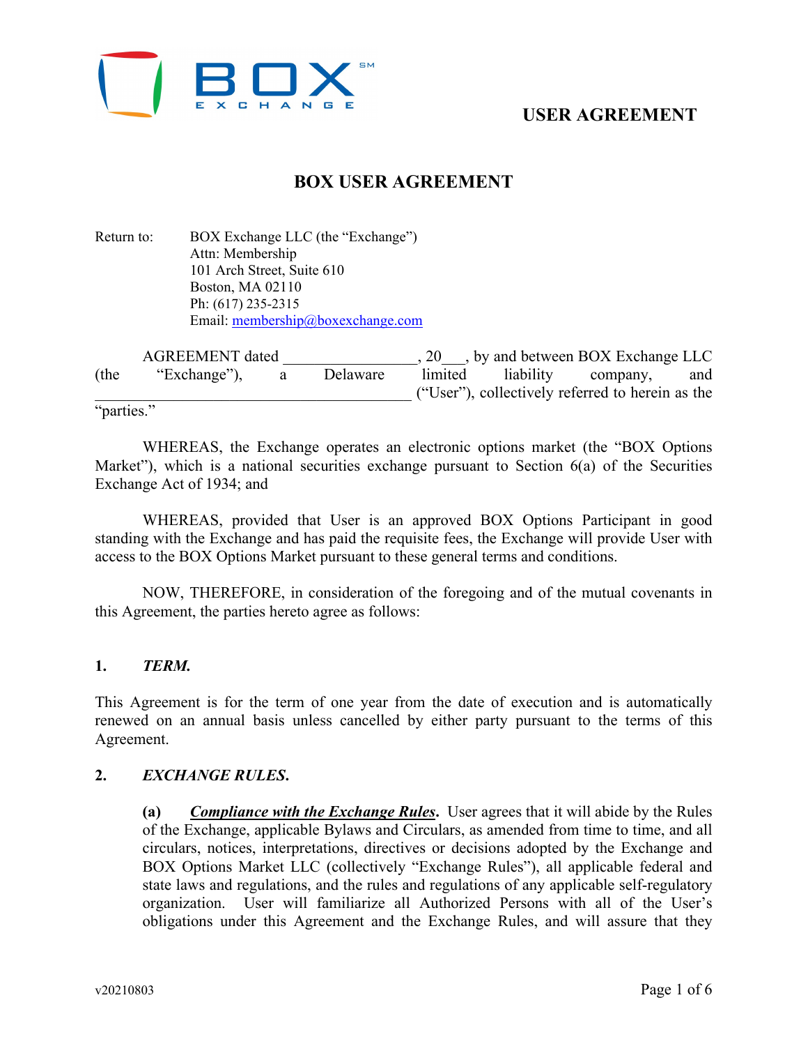# USER AGREEMENT

## BOX USER AGREEMENT

Return to: BOX Exchange LLC (the "Exchange")
Attn: Membership
101 Arch Street, Suite 610
Boston, MA 02110
Ph: (617) 235-2315
Email: membership@boxexchange.com

AGREEMENT dated _________________, 20___, by and between BOX Exchange LLC (the "Exchange"), a Delaware limited liability company, and ________________________________________ ("User"), collectively referred to herein as the "parties."

WHEREAS, the Exchange operates an electronic options market (the "BOX Options Market"), which is a national securities exchange pursuant to Section 6(a) of the Securities Exchange Act of 1934; and

WHEREAS, provided that User is an approved BOX Options Participant in good standing with the Exchange and has paid the requisite fees, the Exchange will provide User with access to the BOX Options Market pursuant to these general terms and conditions.

NOW, THEREFORE, in consideration of the foregoing and of the mutual covenants in this Agreement, the parties hereto agree as follows:

### 1. *TERM.*

This Agreement is for the term of one year from the date of execution and is automatically renewed on an annual basis unless cancelled by either party pursuant to the terms of this Agreement.

### 2. *EXCHANGE RULES.*

**(a)** ***Compliance with the Exchange Rules*.** User agrees that it will abide by the Rules of the Exchange, applicable Bylaws and Circulars, as amended from time to time, and all circulars, notices, interpretations, directives or decisions adopted by the Exchange and BOX Options Market LLC (collectively "Exchange Rules"), all applicable federal and state laws and regulations, and the rules and regulations of any applicable self-regulatory organization. User will familiarize all Authorized Persons with all of the User's obligations under this Agreement and the Exchange Rules, and will assure that they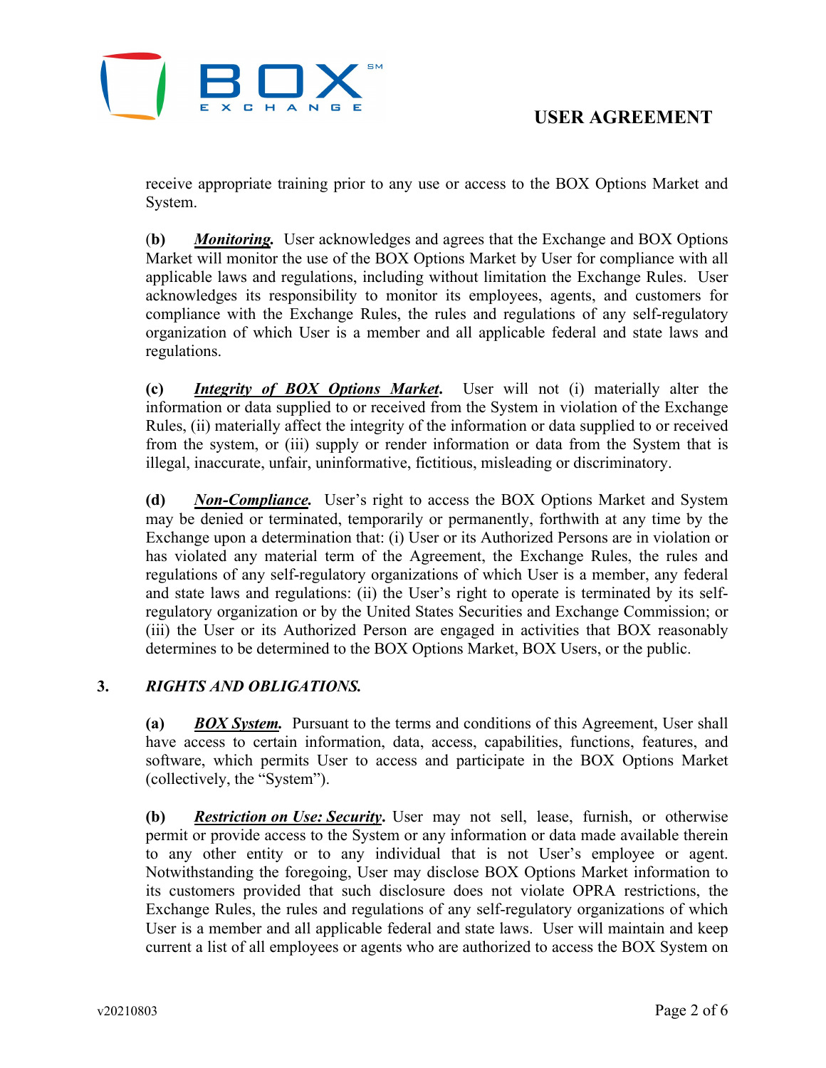receive appropriate training prior to any use or access to the BOX Options Market and System.

**(b)** ***Monitoring.*** User acknowledges and agrees that the Exchange and BOX Options Market will monitor the use of the BOX Options Market by User for compliance with all applicable laws and regulations, including without limitation the Exchange Rules. User acknowledges its responsibility to monitor its employees, agents, and customers for compliance with the Exchange Rules, the rules and regulations of any self-regulatory organization of which User is a member and all applicable federal and state laws and regulations.

**(c)** ***Integrity of BOX Options Market.*** User will not (i) materially alter the information or data supplied to or received from the System in violation of the Exchange Rules, (ii) materially affect the integrity of the information or data supplied to or received from the system, or (iii) supply or render information or data from the System that is illegal, inaccurate, unfair, uninformative, fictitious, misleading or discriminatory.

**(d)** ***Non-Compliance.*** User's right to access the BOX Options Market and System may be denied or terminated, temporarily or permanently, forthwith at any time by the Exchange upon a determination that: (i) User or its Authorized Persons are in violation or has violated any material term of the Agreement, the Exchange Rules, the rules and regulations of any self-regulatory organizations of which User is a member, any federal and state laws and regulations: (ii) the User's right to operate is terminated by its self-regulatory organization or by the United States Securities and Exchange Commission; or (iii) the User or its Authorized Person are engaged in activities that BOX reasonably determines to be determined to the BOX Options Market, BOX Users, or the public.

## 3. *RIGHTS AND OBLIGATIONS.*

**(a)** ***BOX System.*** Pursuant to the terms and conditions of this Agreement, User shall have access to certain information, data, access, capabilities, functions, features, and software, which permits User to access and participate in the BOX Options Market (collectively, the "System").

**(b)** ***Restriction on Use: Security.*** User may not sell, lease, furnish, or otherwise permit or provide access to the System or any information or data made available therein to any other entity or to any individual that is not User's employee or agent. Notwithstanding the foregoing, User may disclose BOX Options Market information to its customers provided that such disclosure does not violate OPRA restrictions, the Exchange Rules, the rules and regulations of any self-regulatory organizations of which User is a member and all applicable federal and state laws. User will maintain and keep current a list of all employees or agents who are authorized to access the BOX System on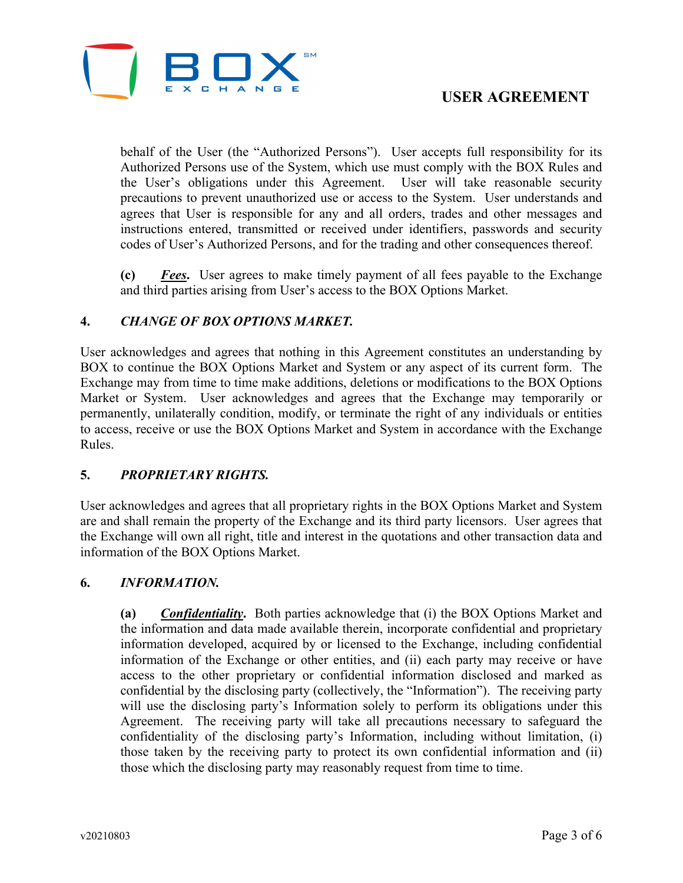behalf of the User (the "Authorized Persons"). User accepts full responsibility for its Authorized Persons use of the System, which use must comply with the BOX Rules and the User's obligations under this Agreement. User will take reasonable security precautions to prevent unauthorized use or access to the System. User understands and agrees that User is responsible for any and all orders, trades and other messages and instructions entered, transmitted or received under identifiers, passwords and security codes of User's Authorized Persons, and for the trading and other consequences thereof.

**(c)** ***Fees*.** User agrees to make timely payment of all fees payable to the Exchange and third parties arising from User's access to the BOX Options Market.

## 4. *CHANGE OF BOX OPTIONS MARKET.*

User acknowledges and agrees that nothing in this Agreement constitutes an understanding by BOX to continue the BOX Options Market and System or any aspect of its current form. The Exchange may from time to time make additions, deletions or modifications to the BOX Options Market or System. User acknowledges and agrees that the Exchange may temporarily or permanently, unilaterally condition, modify, or terminate the right of any individuals or entities to access, receive or use the BOX Options Market and System in accordance with the Exchange Rules.

## 5. *PROPRIETARY RIGHTS.*

User acknowledges and agrees that all proprietary rights in the BOX Options Market and System are and shall remain the property of the Exchange and its third party licensors. User agrees that the Exchange will own all right, title and interest in the quotations and other transaction data and information of the BOX Options Market.

## 6. *INFORMATION.*

**(a)** ***Confidentiality*.** Both parties acknowledge that (i) the BOX Options Market and the information and data made available therein, incorporate confidential and proprietary information developed, acquired by or licensed to the Exchange, including confidential information of the Exchange or other entities, and (ii) each party may receive or have access to the other proprietary or confidential information disclosed and marked as confidential by the disclosing party (collectively, the "Information"). The receiving party will use the disclosing party's Information solely to perform its obligations under this Agreement. The receiving party will take all precautions necessary to safeguard the confidentiality of the disclosing party's Information, including without limitation, (i) those taken by the receiving party to protect its own confidential information and (ii) those which the disclosing party may reasonably request from time to time.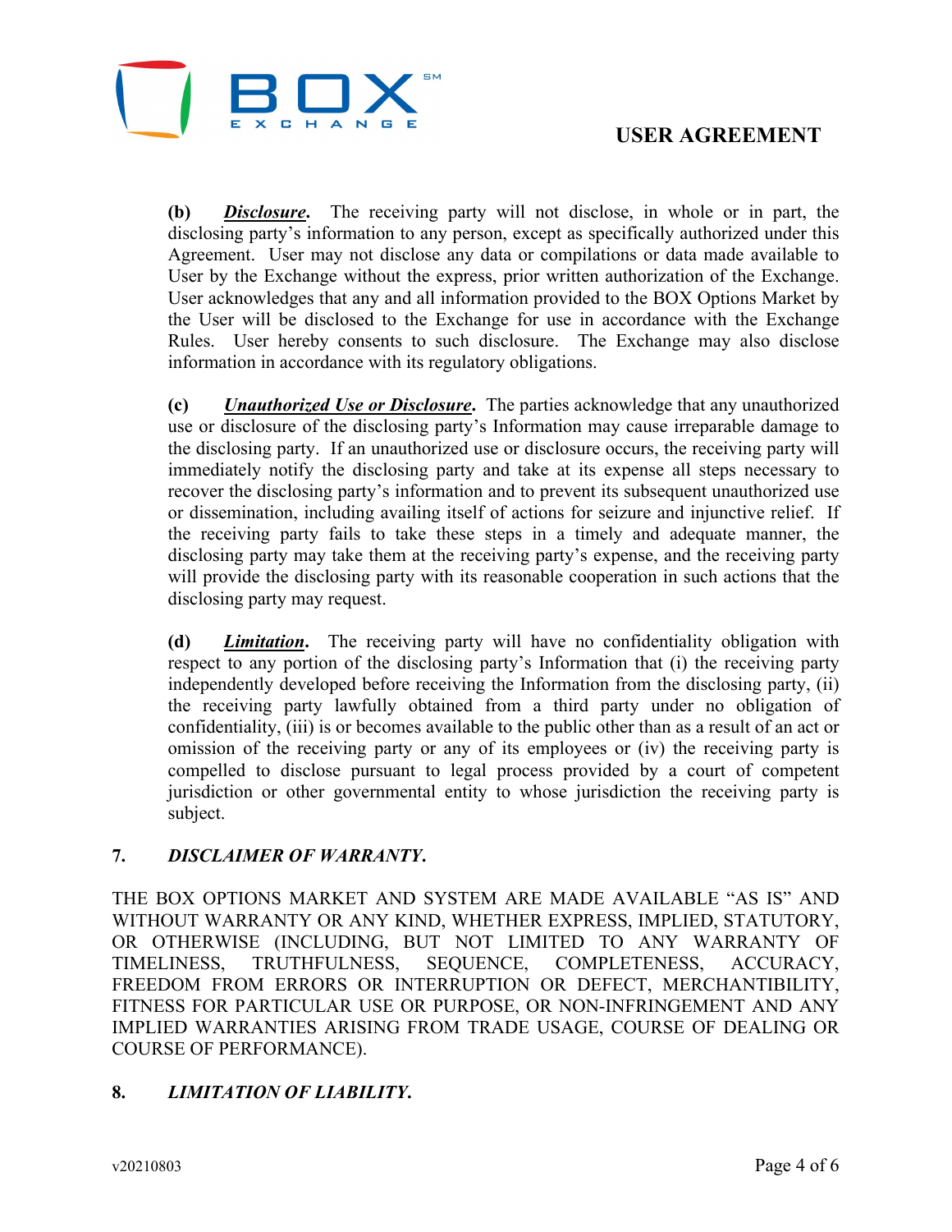**(b)** ***Disclosure*.** The receiving party will not disclose, in whole or in part, the disclosing party's information to any person, except as specifically authorized under this Agreement. User may not disclose any data or compilations or data made available to User by the Exchange without the express, prior written authorization of the Exchange. User acknowledges that any and all information provided to the BOX Options Market by the User will be disclosed to the Exchange for use in accordance with the Exchange Rules. User hereby consents to such disclosure. The Exchange may also disclose information in accordance with its regulatory obligations.

**(c)** ***Unauthorized Use or Disclosure*.** The parties acknowledge that any unauthorized use or disclosure of the disclosing party's Information may cause irreparable damage to the disclosing party. If an unauthorized use or disclosure occurs, the receiving party will immediately notify the disclosing party and take at its expense all steps necessary to recover the disclosing party's information and to prevent its subsequent unauthorized use or dissemination, including availing itself of actions for seizure and injunctive relief. If the receiving party fails to take these steps in a timely and adequate manner, the disclosing party may take them at the receiving party's expense, and the receiving party will provide the disclosing party with its reasonable cooperation in such actions that the disclosing party may request.

**(d)** ***Limitation*.** The receiving party will have no confidentiality obligation with respect to any portion of the disclosing party's Information that (i) the receiving party independently developed before receiving the Information from the disclosing party, (ii) the receiving party lawfully obtained from a third party under no obligation of confidentiality, (iii) is or becomes available to the public other than as a result of an act or omission of the receiving party or any of its employees or (iv) the receiving party is compelled to disclose pursuant to legal process provided by a court of competent jurisdiction or other governmental entity to whose jurisdiction the receiving party is subject.

## 7. *DISCLAIMER OF WARRANTY.*

THE BOX OPTIONS MARKET AND SYSTEM ARE MADE AVAILABLE "AS IS" AND WITHOUT WARRANTY OR ANY KIND, WHETHER EXPRESS, IMPLIED, STATUTORY, OR OTHERWISE (INCLUDING, BUT NOT LIMITED TO ANY WARRANTY OF TIMELINESS, TRUTHFULNESS, SEQUENCE, COMPLETENESS, ACCURACY, FREEDOM FROM ERRORS OR INTERRUPTION OR DEFECT, MERCHANTIBILITY, FITNESS FOR PARTICULAR USE OR PURPOSE, OR NON-INFRINGEMENT AND ANY IMPLIED WARRANTIES ARISING FROM TRADE USAGE, COURSE OF DEALING OR COURSE OF PERFORMANCE).

## 8. *LIMITATION OF LIABILITY.*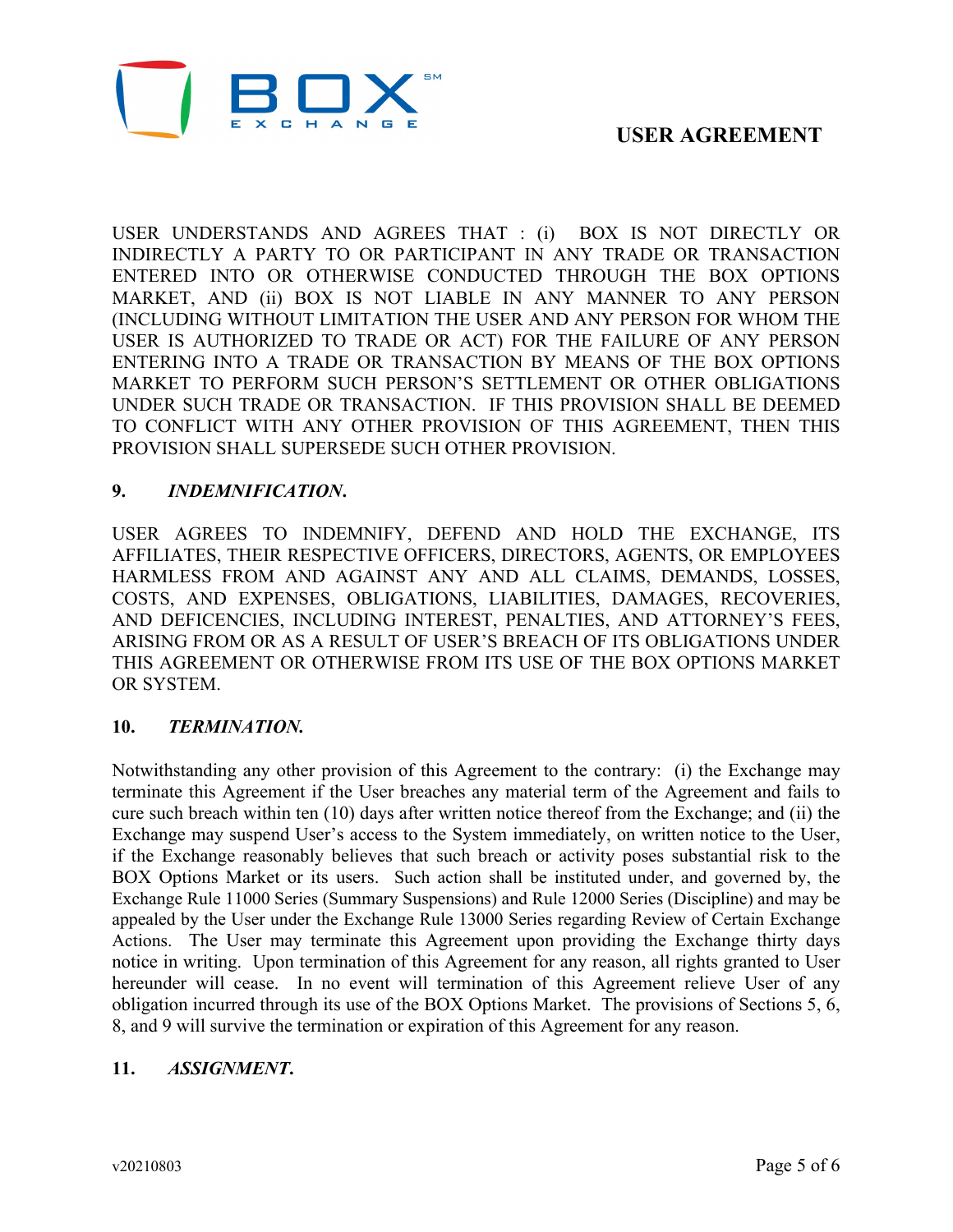USER UNDERSTANDS AND AGREES THAT : (i) BOX IS NOT DIRECTLY OR INDIRECTLY A PARTY TO OR PARTICIPANT IN ANY TRADE OR TRANSACTION ENTERED INTO OR OTHERWISE CONDUCTED THROUGH THE BOX OPTIONS MARKET, AND (ii) BOX IS NOT LIABLE IN ANY MANNER TO ANY PERSON (INCLUDING WITHOUT LIMITATION THE USER AND ANY PERSON FOR WHOM THE USER IS AUTHORIZED TO TRADE OR ACT) FOR THE FAILURE OF ANY PERSON ENTERING INTO A TRADE OR TRANSACTION BY MEANS OF THE BOX OPTIONS MARKET TO PERFORM SUCH PERSON'S SETTLEMENT OR OTHER OBLIGATIONS UNDER SUCH TRADE OR TRANSACTION. IF THIS PROVISION SHALL BE DEEMED TO CONFLICT WITH ANY OTHER PROVISION OF THIS AGREEMENT, THEN THIS PROVISION SHALL SUPERSEDE SUCH OTHER PROVISION.

**9. *INDEMNIFICATION.***

USER AGREES TO INDEMNIFY, DEFEND AND HOLD THE EXCHANGE, ITS AFFILIATES, THEIR RESPECTIVE OFFICERS, DIRECTORS, AGENTS, OR EMPLOYEES HARMLESS FROM AND AGAINST ANY AND ALL CLAIMS, DEMANDS, LOSSES, COSTS, AND EXPENSES, OBLIGATIONS, LIABILITIES, DAMAGES, RECOVERIES, AND DEFICENCIES, INCLUDING INTEREST, PENALTIES, AND ATTORNEY'S FEES, ARISING FROM OR AS A RESULT OF USER'S BREACH OF ITS OBLIGATIONS UNDER THIS AGREEMENT OR OTHERWISE FROM ITS USE OF THE BOX OPTIONS MARKET OR SYSTEM.

**10. *TERMINATION.***

Notwithstanding any other provision of this Agreement to the contrary: (i) the Exchange may terminate this Agreement if the User breaches any material term of the Agreement and fails to cure such breach within ten (10) days after written notice thereof from the Exchange; and (ii) the Exchange may suspend User's access to the System immediately, on written notice to the User, if the Exchange reasonably believes that such breach or activity poses substantial risk to the BOX Options Market or its users. Such action shall be instituted under, and governed by, the Exchange Rule 11000 Series (Summary Suspensions) and Rule 12000 Series (Discipline) and may be appealed by the User under the Exchange Rule 13000 Series regarding Review of Certain Exchange Actions. The User may terminate this Agreement upon providing the Exchange thirty days notice in writing. Upon termination of this Agreement for any reason, all rights granted to User hereunder will cease. In no event will termination of this Agreement relieve User of any obligation incurred through its use of the BOX Options Market. The provisions of Sections 5, 6, 8, and 9 will survive the termination or expiration of this Agreement for any reason.

**11. *ASSIGNMENT.***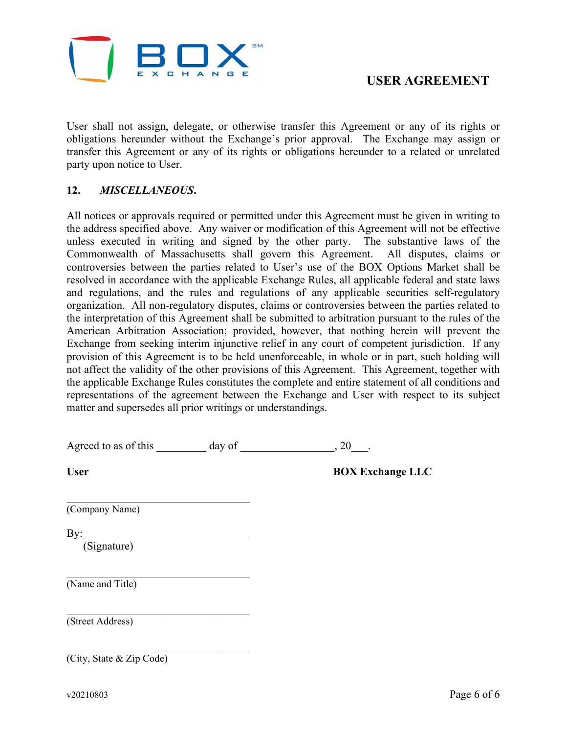User shall not assign, delegate, or otherwise transfer this Agreement or any of its rights or obligations hereunder without the Exchange's prior approval. The Exchange may assign or transfer this Agreement or any of its rights or obligations hereunder to a related or unrelated party upon notice to User.

**12. *MISCELLANEOUS.***

All notices or approvals required or permitted under this Agreement must be given in writing to the address specified above. Any waiver or modification of this Agreement will not be effective unless executed in writing and signed by the other party. The substantive laws of the Commonwealth of Massachusetts shall govern this Agreement. All disputes, claims or controversies between the parties related to User's use of the BOX Options Market shall be resolved in accordance with the applicable Exchange Rules, all applicable federal and state laws and regulations, and the rules and regulations of any applicable securities self-regulatory organization. All non-regulatory disputes, claims or controversies between the parties related to the interpretation of this Agreement shall be submitted to arbitration pursuant to the rules of the American Arbitration Association; provided, however, that nothing herein will prevent the Exchange from seeking interim injunctive relief in any court of competent jurisdiction. If any provision of this Agreement is to be held unenforceable, in whole or in part, such holding will not affect the validity of the other provisions of this Agreement. This Agreement, together with the applicable Exchange Rules constitutes the complete and entire statement of all conditions and representations of the agreement between the Exchange and User with respect to its subject matter and supersedes all prior writings or understandings.

Agreed to as of this _________ day of ________________, 20___.

**User**

**BOX Exchange LLC**

______________________________
(Company Name)

By:____________________________
(Signature)

______________________________
(Name and Title)

______________________________
(Street Address)

______________________________
(City, State & Zip Code)

v20210803